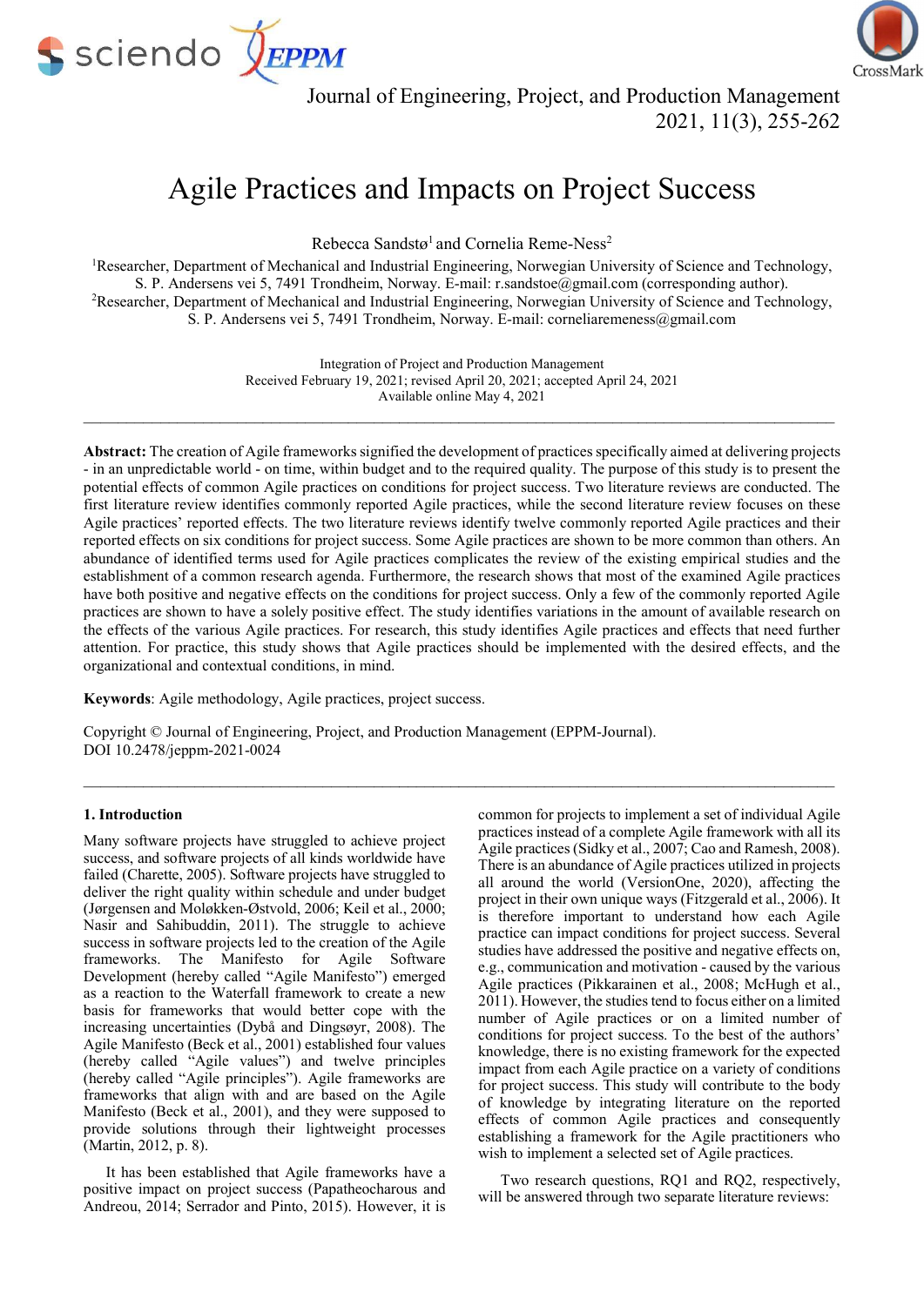# Agile Practices and Impacts on Project Success

Rebecca Sandstø[1] and Cornelia Reme-Ness[2]

[1]Researcher, Department of Mechanical and Industrial Engineering, Norwegian University of Science and Technology, S. P. Andersens vei 5, 7491 Trondheim, Norway. E-mail: r.sandstoe@gmail.com (corresponding author).

[2]Researcher, Department of Mechanical and Industrial Engineering, Norwegian University of Science and Technology, S. P. Andersens vei 5, 7491 Trondheim, Norway. E-mail: corneliaremeness@gmail.com

Integration of Project and Production Management
Received February 19, 2021; revised April 20, 2021; accepted April 24, 2021
Available online May 4, 2021

---

**Abstract:** The creation of Agile frameworks signified the development of practices specifically aimed at delivering projects - in an unpredictable world - on time, within budget and to the required quality. The purpose of this study is to present the potential effects of common Agile practices on conditions for project success. Two literature reviews are conducted. The first literature review identifies commonly reported Agile practices, while the second literature review focuses on these Agile practices' reported effects. The two literature reviews identify twelve commonly reported Agile practices and their reported effects on six conditions for project success. Some Agile practices are shown to be more common than others. An abundance of identified terms used for Agile practices complicates the review of the existing empirical studies and the establishment of a common research agenda. Furthermore, the research shows that most of the examined Agile practices have both positive and negative effects on the conditions for project success. Only a few of the commonly reported Agile practices are shown to have a solely positive effect. The study identifies variations in the amount of available research on the effects of the various Agile practices. For research, this study identifies Agile practices and effects that need further attention. For practice, this study shows that Agile practices should be implemented with the desired effects, and the organizational and contextual conditions, in mind.

**Keywords**: Agile methodology, Agile practices, project success.

Copyright © Journal of Engineering, Project, and Production Management (EPPM-Journal).
DOI 10.2478/jeppm-2021-0024

---

## 1. Introduction

Many software projects have struggled to achieve project success, and software projects of all kinds worldwide have failed (Charette, 2005). Software projects have struggled to deliver the right quality within schedule and under budget (Jørgensen and Moløkken-Østvold, 2006; Keil et al., 2000; Nasir and Sahibuddin, 2011). The struggle to achieve success in software projects led to the creation of the Agile frameworks. The Manifesto for Agile Software Development (hereby called "Agile Manifesto") emerged as a reaction to the Waterfall framework to create a new basis for frameworks that would better cope with the increasing uncertainties (Dybå and Dingsøyr, 2008). The Agile Manifesto (Beck et al., 2001) established four values (hereby called "Agile values") and twelve principles (hereby called "Agile principles"). Agile frameworks are frameworks that align with and are based on the Agile Manifesto (Beck et al., 2001), and they were supposed to provide solutions through their lightweight processes (Martin, 2012, p. 8).

It has been established that Agile frameworks have a positive impact on project success (Papatheocharous and Andreou, 2014; Serrador and Pinto, 2015). However, it is common for projects to implement a set of individual Agile practices instead of a complete Agile framework with all its Agile practices (Sidky et al., 2007; Cao and Ramesh, 2008). There is an abundance of Agile practices utilized in projects all around the world (VersionOne, 2020), affecting the project in their own unique ways (Fitzgerald et al., 2006). It is therefore important to understand how each Agile practice can impact conditions for project success. Several studies have addressed the positive and negative effects on, e.g., communication and motivation - caused by the various Agile practices (Pikkarainen et al., 2008; McHugh et al., 2011). However, the studies tend to focus either on a limited number of Agile practices or on a limited number of conditions for project success. To the best of the authors' knowledge, there is no existing framework for the expected impact from each Agile practice on a variety of conditions for project success. This study will contribute to the body of knowledge by integrating literature on the reported effects of common Agile practices and consequently establishing a framework for the Agile practitioners who wish to implement a selected set of Agile practices.

Two research questions, RQ1 and RQ2, respectively, will be answered through two separate literature reviews: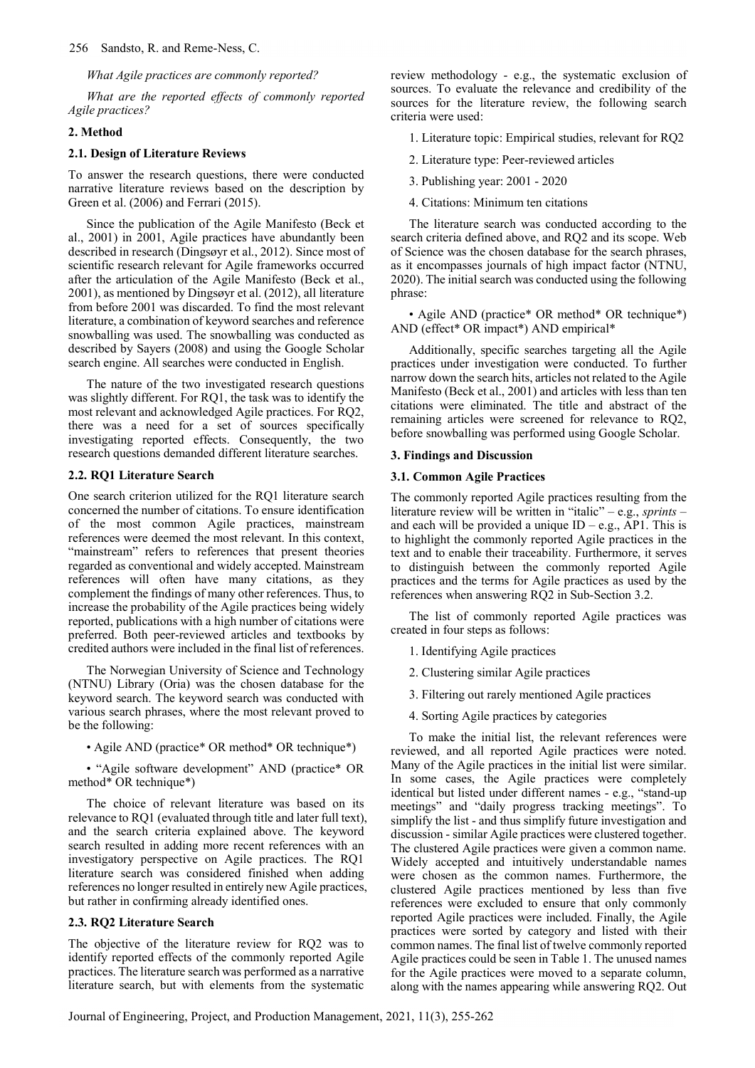*What Agile practices are commonly reported?*

*What are the reported effects of commonly reported Agile practices?*

## 2. Method

### 2.1. Design of Literature Reviews

To answer the research questions, there were conducted narrative literature reviews based on the description by Green et al. (2006) and Ferrari (2015).

Since the publication of the Agile Manifesto (Beck et al., 2001) in 2001, Agile practices have abundantly been described in research (Dingsøyr et al., 2012). Since most of scientific research relevant for Agile frameworks occurred after the articulation of the Agile Manifesto (Beck et al., 2001), as mentioned by Dingsøyr et al. (2012), all literature from before 2001 was discarded. To find the most relevant literature, a combination of keyword searches and reference snowballing was used. The snowballing was conducted as described by Sayers (2008) and using the Google Scholar search engine. All searches were conducted in English.

The nature of the two investigated research questions was slightly different. For RQ1, the task was to identify the most relevant and acknowledged Agile practices. For RQ2, there was a need for a set of sources specifically investigating reported effects. Consequently, the two research questions demanded different literature searches.

### 2.2. RQ1 Literature Search

One search criterion utilized for the RQ1 literature search concerned the number of citations. To ensure identification of the most common Agile practices, mainstream references were deemed the most relevant. In this context, "mainstream" refers to references that present theories regarded as conventional and widely accepted. Mainstream references will often have many citations, as they complement the findings of many other references. Thus, to increase the probability of the Agile practices being widely reported, publications with a high number of citations were preferred. Both peer-reviewed articles and textbooks by credited authors were included in the final list of references.

The Norwegian University of Science and Technology (NTNU) Library (Oria) was the chosen database for the keyword search. The keyword search was conducted with various search phrases, where the most relevant proved to be the following:

- Agile AND (practice* OR method* OR technique*)
- "Agile software development" AND (practice* OR method* OR technique*)

The choice of relevant literature was based on its relevance to RQ1 (evaluated through title and later full text), and the search criteria explained above. The keyword search resulted in adding more recent references with an investigatory perspective on Agile practices. The RQ1 literature search was considered finished when adding references no longer resulted in entirely new Agile practices, but rather in confirming already identified ones.

### 2.3. RQ2 Literature Search

The objective of the literature review for RQ2 was to identify reported effects of the commonly reported Agile practices. The literature search was performed as a narrative literature search, but with elements from the systematic review methodology - e.g., the systematic exclusion of sources. To evaluate the relevance and credibility of the sources for the literature review, the following search criteria were used:

1. Literature topic: Empirical studies, relevant for RQ2
2. Literature type: Peer-reviewed articles
3. Publishing year: 2001 - 2020
4. Citations: Minimum ten citations

The literature search was conducted according to the search criteria defined above, and RQ2 and its scope. Web of Science was the chosen database for the search phrases, as it encompasses journals of high impact factor (NTNU, 2020). The initial search was conducted using the following phrase:

- Agile AND (practice* OR method* OR technique*) AND (effect* OR impact*) AND empirical*

Additionally, specific searches targeting all the Agile practices under investigation were conducted. To further narrow down the search hits, articles not related to the Agile Manifesto (Beck et al., 2001) and articles with less than ten citations were eliminated. The title and abstract of the remaining articles were screened for relevance to RQ2, before snowballing was performed using Google Scholar.

## 3. Findings and Discussion

### 3.1. Common Agile Practices

The commonly reported Agile practices resulting from the literature review will be written in "italic" – e.g., *sprints* – and each will be provided a unique ID – e.g., AP1. This is to highlight the commonly reported Agile practices in the text and to enable their traceability. Furthermore, it serves to distinguish between the commonly reported Agile practices and the terms for Agile practices as used by the references when answering RQ2 in Sub-Section 3.2.

The list of commonly reported Agile practices was created in four steps as follows:

1. Identifying Agile practices
2. Clustering similar Agile practices
3. Filtering out rarely mentioned Agile practices
4. Sorting Agile practices by categories

To make the initial list, the relevant references were reviewed, and all reported Agile practices were noted. Many of the Agile practices in the initial list were similar. In some cases, the Agile practices were completely identical but listed under different names - e.g., "stand-up meetings" and "daily progress tracking meetings". To simplify the list - and thus simplify future investigation and discussion - similar Agile practices were clustered together. The clustered Agile practices were given a common name. Widely accepted and intuitively understandable names were chosen as the common names. Furthermore, the clustered Agile practices mentioned by less than five references were excluded to ensure that only commonly reported Agile practices were included. Finally, the Agile practices were sorted by category and listed with their common names. The final list of twelve commonly reported Agile practices could be seen in Table 1. The unused names for the Agile practices were moved to a separate column, along with the names appearing while answering RQ2. Out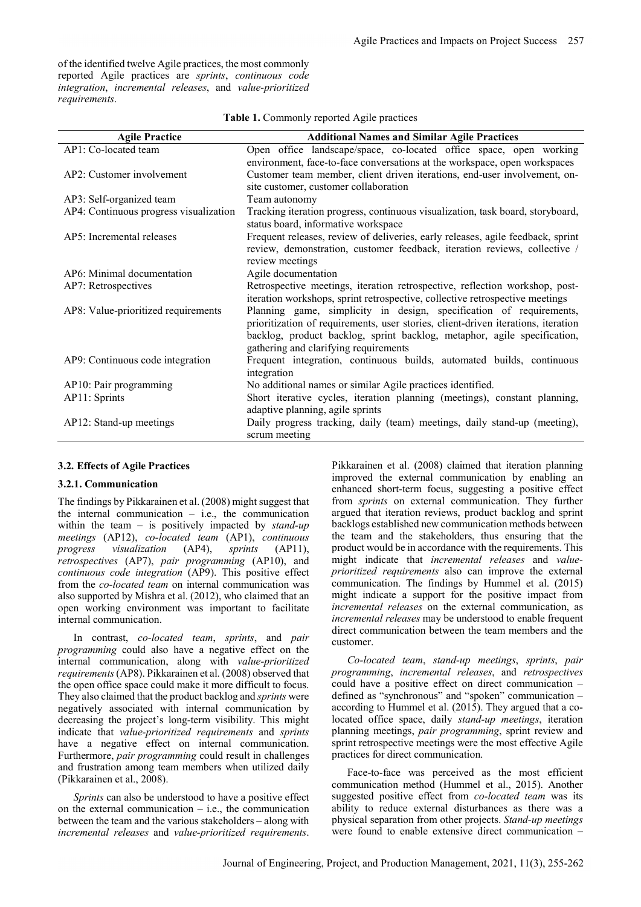of the identified twelve Agile practices, the most commonly reported Agile practices are *sprints*, *continuous code integration*, *incremental releases*, and *value-prioritized requirements*.

**Table 1.** Commonly reported Agile practices

| Agile Practice | Additional Names and Similar Agile Practices |
|---|---|
| AP1: Co-located team | Open office landscape/space, co-located office space, open working environment, face-to-face conversations at the workspace, open workspaces |
| AP2: Customer involvement | Customer team member, client driven iterations, end-user involvement, on-site customer, customer collaboration |
| AP3: Self-organized team | Team autonomy |
| AP4: Continuous progress visualization | Tracking iteration progress, continuous visualization, task board, storyboard, status board, informative workspace |
| AP5: Incremental releases | Frequent releases, review of deliveries, early releases, agile feedback, sprint review, demonstration, customer feedback, iteration reviews, collective / review meetings |
| AP6: Minimal documentation | Agile documentation |
| AP7: Retrospectives | Retrospective meetings, iteration retrospective, reflection workshop, post-iteration workshops, sprint retrospective, collective retrospective meetings |
| AP8: Value-prioritized requirements | Planning game, simplicity in design, specification of requirements, prioritization of requirements, user stories, client-driven iterations, iteration backlog, product backlog, sprint backlog, metaphor, agile specification, gathering and clarifying requirements |
| AP9: Continuous code integration | Frequent integration, continuous builds, automated builds, continuous integration |
| AP10: Pair programming | No additional names or similar Agile practices identified. |
| AP11: Sprints | Short iterative cycles, iteration planning (meetings), constant planning, adaptive planning, agile sprints |
| AP12: Stand-up meetings | Daily progress tracking, daily (team) meetings, daily stand-up (meeting), scrum meeting |

### 3.2. Effects of Agile Practices

#### 3.2.1. Communication

The findings by Pikkarainen et al. (2008) might suggest that the internal communication – i.e., the communication within the team – is positively impacted by *stand-up meetings* (AP12), *co-located team* (AP1), *continuous progress visualization* (AP4), *sprints* (AP11), *retrospectives* (AP7), *pair programming* (AP10), and *continuous code integration* (AP9). This positive effect from the *co-located team* on internal communication was also supported by Mishra et al. (2012), who claimed that an open working environment was important to facilitate internal communication.

In contrast, *co-located team*, *sprints*, and *pair programming* could also have a negative effect on the internal communication, along with *value-prioritized requirements* (AP8). Pikkarainen et al. (2008) observed that the open office space could make it more difficult to focus. They also claimed that the product backlog and *sprints* were negatively associated with internal communication by decreasing the project's long-term visibility. This might indicate that *value-prioritized requirements* and *sprints* have a negative effect on internal communication. Furthermore, *pair programming* could result in challenges and frustration among team members when utilized daily (Pikkarainen et al., 2008).

*Sprints* can also be understood to have a positive effect on the external communication – i.e., the communication between the team and the various stakeholders – along with *incremental releases* and *value-prioritized requirements*. Pikkarainen et al. (2008) claimed that iteration planning improved the external communication by enabling an enhanced short-term focus, suggesting a positive effect from *sprints* on external communication. They further argued that iteration reviews, product backlog and sprint backlogs established new communication methods between the team and the stakeholders, thus ensuring that the product would be in accordance with the requirements. This might indicate that *incremental releases* and *value-prioritized requirements* also can improve the external communication. The findings by Hummel et al. (2015) might indicate a support for the positive impact from *incremental releases* on the external communication, as *incremental releases* may be understood to enable frequent direct communication between the team members and the customer.

*Co-located team*, *stand-up meetings*, *sprints*, *pair programming*, *incremental releases*, and *retrospectives* could have a positive effect on direct communication – defined as "synchronous" and "spoken" communication – according to Hummel et al. (2015). They argued that a co-located office space, daily *stand-up meetings*, iteration planning meetings, *pair programming*, sprint review and sprint retrospective meetings were the most effective Agile practices for direct communication.

Face-to-face was perceived as the most efficient communication method (Hummel et al., 2015). Another suggested positive effect from *co-located team* was its ability to reduce external disturbances as there was a physical separation from other projects. *Stand-up meetings* were found to enable extensive direct communication –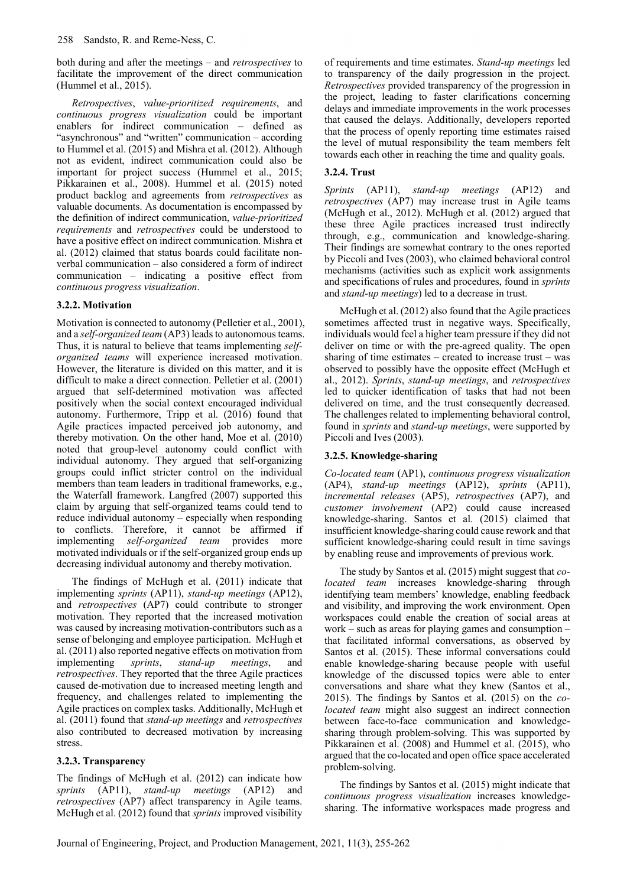both during and after the meetings – and *retrospectives* to facilitate the improvement of the direct communication (Hummel et al., 2015).

*Retrospectives*, *value-prioritized requirements*, and *continuous progress visualization* could be important enablers for indirect communication – defined as "asynchronous" and "written" communication – according to Hummel et al. (2015) and Mishra et al. (2012). Although not as evident, indirect communication could also be important for project success (Hummel et al., 2015; Pikkarainen et al., 2008). Hummel et al. (2015) noted product backlog and agreements from *retrospectives* as valuable documents. As documentation is encompassed by the definition of indirect communication, *value-prioritized requirements* and *retrospectives* could be understood to have a positive effect on indirect communication. Mishra et al. (2012) claimed that status boards could facilitate non-verbal communication – also considered a form of indirect communication – indicating a positive effect from *continuous progress visualization*.

### 3.2.2. Motivation

Motivation is connected to autonomy (Pelletier et al., 2001), and a *self-organized team* (AP3) leads to autonomous teams. Thus, it is natural to believe that teams implementing *self-organized teams* will experience increased motivation. However, the literature is divided on this matter, and it is difficult to make a direct connection. Pelletier et al. (2001) argued that self-determined motivation was affected positively when the social context encouraged individual autonomy. Furthermore, Tripp et al. (2016) found that Agile practices impacted perceived job autonomy, and thereby motivation. On the other hand, Moe et al. (2010) noted that group-level autonomy could conflict with individual autonomy. They argued that self-organizing groups could inflict stricter control on the individual members than team leaders in traditional frameworks, e.g., the Waterfall framework. Langfred (2007) supported this claim by arguing that self-organized teams could tend to reduce individual autonomy – especially when responding to conflicts. Therefore, it cannot be affirmed if implementing *self-organized team* provides more motivated individuals or if the self-organized group ends up decreasing individual autonomy and thereby motivation.

The findings of McHugh et al. (2011) indicate that implementing *sprints* (AP11), *stand-up meetings* (AP12), and *retrospectives* (AP7) could contribute to stronger motivation. They reported that the increased motivation was caused by increasing motivation-contributors such as a sense of belonging and employee participation. McHugh et al. (2011) also reported negative effects on motivation from implementing *sprints*, *stand-up meetings*, and *retrospectives*. They reported that the three Agile practices caused de-motivation due to increased meeting length and frequency, and challenges related to implementing the Agile practices on complex tasks. Additionally, McHugh et al. (2011) found that *stand-up meetings* and *retrospectives* also contributed to decreased motivation by increasing stress.

### 3.2.3. Transparency

The findings of McHugh et al. (2012) can indicate how *sprints* (AP11), *stand-up meetings* (AP12) and *retrospectives* (AP7) affect transparency in Agile teams. McHugh et al. (2012) found that *sprints* improved visibility of requirements and time estimates. *Stand-up meetings* led to transparency of the daily progression in the project. *Retrospectives* provided transparency of the progression in the project, leading to faster clarifications concerning delays and immediate improvements in the work processes that caused the delays. Additionally, developers reported that the process of openly reporting time estimates raised the level of mutual responsibility the team members felt towards each other in reaching the time and quality goals.

### 3.2.4. Trust

*Sprints* (AP11), *stand-up meetings* (AP12) and *retrospectives* (AP7) may increase trust in Agile teams (McHugh et al., 2012). McHugh et al. (2012) argued that these three Agile practices increased trust indirectly through, e.g., communication and knowledge-sharing. Their findings are somewhat contrary to the ones reported by Piccoli and Ives (2003), who claimed behavioral control mechanisms (activities such as explicit work assignments and specifications of rules and procedures, found in *sprints* and *stand-up meetings*) led to a decrease in trust.

McHugh et al. (2012) also found that the Agile practices sometimes affected trust in negative ways. Specifically, individuals would feel a higher team pressure if they did not deliver on time or with the pre-agreed quality. The open sharing of time estimates – created to increase trust – was observed to possibly have the opposite effect (McHugh et al., 2012). *Sprints*, *stand-up meetings*, and *retrospectives* led to quicker identification of tasks that had not been delivered on time, and the trust consequently decreased. The challenges related to implementing behavioral control, found in *sprints* and *stand-up meetings*, were supported by Piccoli and Ives (2003).

### 3.2.5. Knowledge-sharing

*Co-located team* (AP1), *continuous progress visualization* (AP4), *stand-up meetings* (AP12), *sprints* (AP11), *incremental releases* (AP5), *retrospectives* (AP7), and *customer involvement* (AP2) could cause increased knowledge-sharing. Santos et al. (2015) claimed that insufficient knowledge-sharing could cause rework and that sufficient knowledge-sharing could result in time savings by enabling reuse and improvements of previous work.

The study by Santos et al. (2015) might suggest that *co-located team* increases knowledge-sharing through identifying team members' knowledge, enabling feedback and visibility, and improving the work environment. Open workspaces could enable the creation of social areas at work – such as areas for playing games and consumption – that facilitated informal conversations, as observed by Santos et al. (2015). These informal conversations could enable knowledge-sharing because people with useful knowledge of the discussed topics were able to enter conversations and share what they knew (Santos et al., 2015). The findings by Santos et al. (2015) on the *co-located team* might also suggest an indirect connection between face-to-face communication and knowledge-sharing through problem-solving. This was supported by Pikkarainen et al. (2008) and Hummel et al. (2015), who argued that the co-located and open office space accelerated problem-solving.

The findings by Santos et al. (2015) might indicate that *continuous progress visualization* increases knowledge-sharing. The informative workspaces made progress and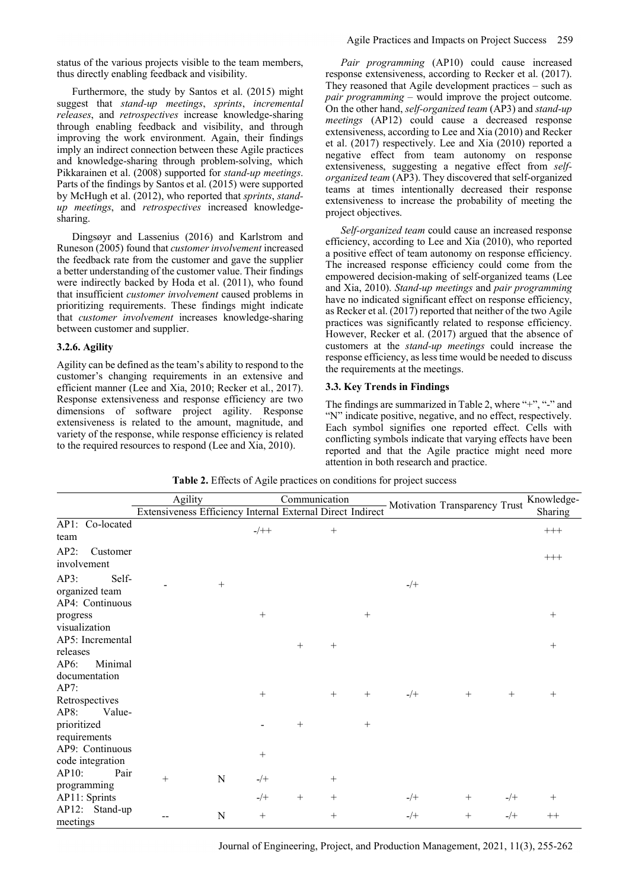status of the various projects visible to the team members, thus directly enabling feedback and visibility.

Furthermore, the study by Santos et al. (2015) might suggest that *stand-up meetings*, *sprints*, *incremental releases*, and *retrospectives* increase knowledge-sharing through enabling feedback and visibility, and through improving the work environment. Again, their findings imply an indirect connection between these Agile practices and knowledge-sharing through problem-solving, which Pikkarainen et al. (2008) supported for *stand-up meetings*. Parts of the findings by Santos et al. (2015) were supported by McHugh et al. (2012), who reported that *sprints*, *stand-up meetings*, and *retrospectives* increased knowledge-sharing.

Dingsøyr and Lassenius (2016) and Karlstrom and Runeson (2005) found that *customer involvement* increased the feedback rate from the customer and gave the supplier a better understanding of the customer value. Their findings were indirectly backed by Hoda et al. (2011), who found that insufficient *customer involvement* caused problems in prioritizing requirements. These findings might indicate that *customer involvement* increases knowledge-sharing between customer and supplier.

### 3.2.6. Agility

Agility can be defined as the team's ability to respond to the customer's changing requirements in an extensive and efficient manner (Lee and Xia, 2010; Recker et al., 2017). Response extensiveness and response efficiency are two dimensions of software project agility. Response extensiveness is related to the amount, magnitude, and variety of the response, while response efficiency is related to the required resources to respond (Lee and Xia, 2010).

*Pair programming* (AP10) could cause increased response extensiveness, according to Recker et al. (2017). They reasoned that Agile development practices – such as *pair programming* – would improve the project outcome. On the other hand, *self-organized team* (AP3) and *stand-up meetings* (AP12) could cause a decreased response extensiveness, according to Lee and Xia (2010) and Recker et al. (2017) respectively. Lee and Xia (2010) reported a negative effect from team autonomy on response extensiveness, suggesting a negative effect from *self-organized team* (AP3). They discovered that self-organized teams at times intentionally decreased their response extensiveness to increase the probability of meeting the project objectives.

*Self-organized team* could cause an increased response efficiency, according to Lee and Xia (2010), who reported a positive effect of team autonomy on response efficiency. The increased response efficiency could come from the empowered decision-making of self-organized teams (Lee and Xia, 2010). *Stand-up meetings* and *pair programming* have no indicated significant effect on response efficiency, as Recker et al. (2017) reported that neither of the two Agile practices was significantly related to response efficiency. However, Recker et al. (2017) argued that the absence of customers at the *stand-up meetings* could increase the response efficiency, as less time would be needed to discuss the requirements at the meetings.

### 3.3. Key Trends in Findings

The findings are summarized in Table 2, where "+", "-" and "N" indicate positive, negative, and no effect, respectively. Each symbol signifies one reported effect. Cells with conflicting symbols indicate that varying effects have been reported and that the Agile practice might need more attention in both research and practice.

**Table 2.** Effects of Agile practices on conditions for project success

| | Agility | | Communication | | | | Motivation | Transparency | Trust | Knowledge-Sharing |
|---|---|---|---|---|---|---|---|---|---|---|
| | Extensiveness | Efficiency | Internal | External | Direct | Indirect | | | | |
| AP1: Co-located team | | | -/++ | | + | | | | | +++ |
| AP2: Customer involvement | | | | | | | | | | +++ |
| AP3: Self-organized team | - | + | | | | | -/+ | | | |
| AP4: Continuous progress visualization | | | + | | | + | | | | + |
| AP5: Incremental releases | | | | + | + | | | | | + |
| AP6: Minimal documentation | | | | | | | | | | |
| AP7: Retrospectives | | | + | | + | + | -/+ | + | + | + |
| AP8: Value-prioritized requirements | | | - | + | | + | | | | |
| AP9: Continuous code integration | | | + | | | | | | | |
| AP10: Pair programming | + | N | -/+ | | + | | | | | |
| AP11: Sprints | | | -/+ | + | + | | -/+ | + | -/+ | + |
| AP12: Stand-up meetings | -- | N | + | | + | | -/+ | + | -/+ | ++ |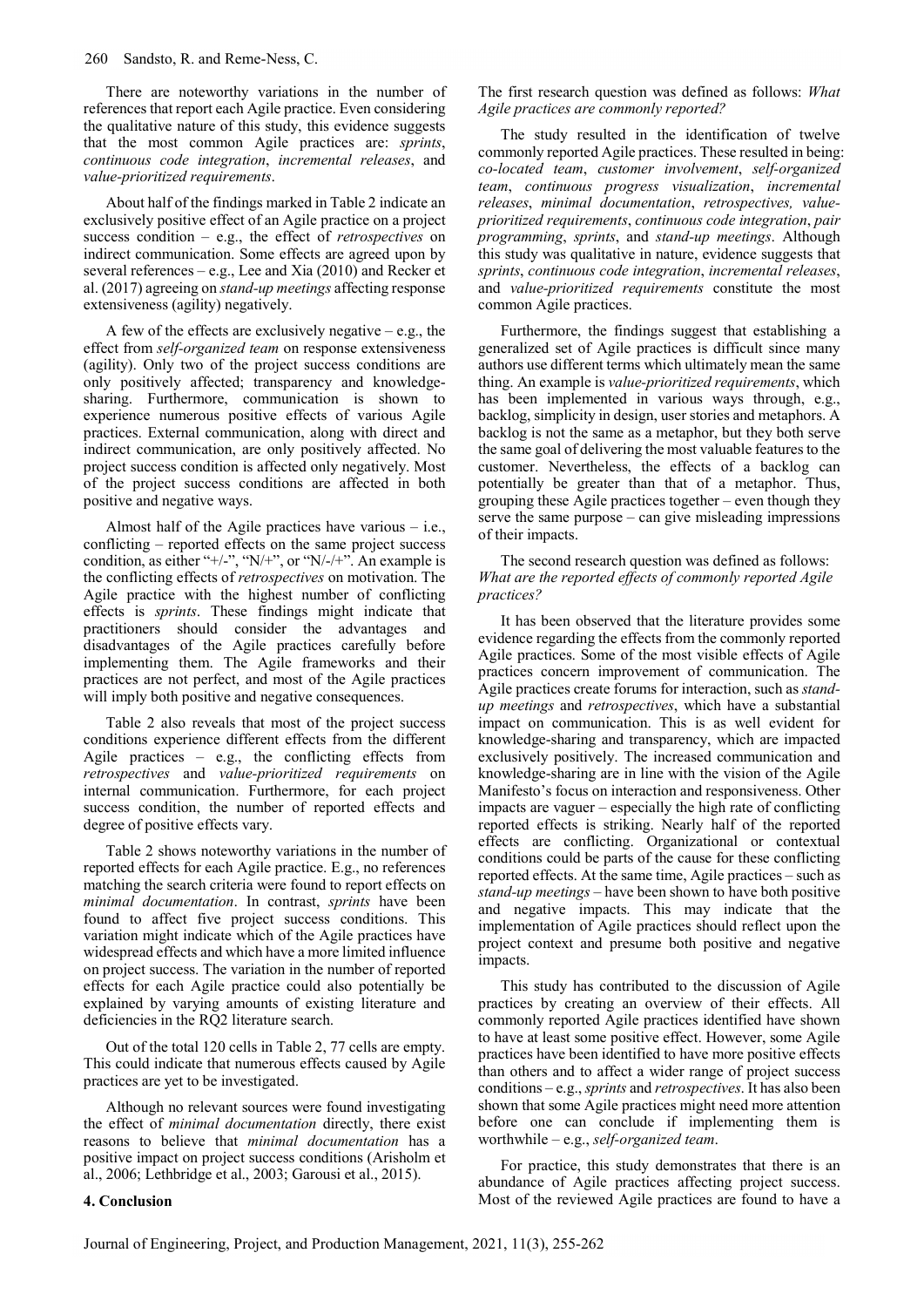There are noteworthy variations in the number of references that report each Agile practice. Even considering the qualitative nature of this study, this evidence suggests that the most common Agile practices are: *sprints*, *continuous code integration*, *incremental releases*, and *value-prioritized requirements*.

About half of the findings marked in Table 2 indicate an exclusively positive effect of an Agile practice on a project success condition – e.g., the effect of *retrospectives* on indirect communication. Some effects are agreed upon by several references – e.g., Lee and Xia (2010) and Recker et al. (2017) agreeing on *stand-up meetings* affecting response extensiveness (agility) negatively.

A few of the effects are exclusively negative – e.g., the effect from *self-organized team* on response extensiveness (agility). Only two of the project success conditions are only positively affected; transparency and knowledge-sharing. Furthermore, communication is shown to experience numerous positive effects of various Agile practices. External communication, along with direct and indirect communication, are only positively affected. No project success condition is affected only negatively. Most of the project success conditions are affected in both positive and negative ways.

Almost half of the Agile practices have various – i.e., conflicting – reported effects on the same project success condition, as either "+/-", "N/+", or "N/-/+". An example is the conflicting effects of *retrospectives* on motivation. The Agile practice with the highest number of conflicting effects is *sprints*. These findings might indicate that practitioners should consider the advantages and disadvantages of the Agile practices carefully before implementing them. The Agile frameworks and their practices are not perfect, and most of the Agile practices will imply both positive and negative consequences.

Table 2 also reveals that most of the project success conditions experience different effects from the different Agile practices – e.g., the conflicting effects from *retrospectives* and *value-prioritized requirements* on internal communication. Furthermore, for each project success condition, the number of reported effects and degree of positive effects vary.

Table 2 shows noteworthy variations in the number of reported effects for each Agile practice. E.g., no references matching the search criteria were found to report effects on *minimal documentation*. In contrast, *sprints* have been found to affect five project success conditions. This variation might indicate which of the Agile practices have widespread effects and which have a more limited influence on project success. The variation in the number of reported effects for each Agile practice could also potentially be explained by varying amounts of existing literature and deficiencies in the RQ2 literature search.

Out of the total 120 cells in Table 2, 77 cells are empty. This could indicate that numerous effects caused by Agile practices are yet to be investigated.

Although no relevant sources were found investigating the effect of *minimal documentation* directly, there exist reasons to believe that *minimal documentation* has a positive impact on project success conditions (Arisholm et al., 2006; Lethbridge et al., 2003; Garousi et al., 2015).

## 4. Conclusion

The first research question was defined as follows: *What Agile practices are commonly reported?*

The study resulted in the identification of twelve commonly reported Agile practices. These resulted in being: *co-located team*, *customer involvement*, *self-organized team*, *continuous progress visualization*, *incremental releases*, *minimal documentation*, *retrospectives, value-prioritized requirements*, *continuous code integration*, *pair programming*, *sprints*, and *stand-up meetings*. Although this study was qualitative in nature, evidence suggests that *sprints*, *continuous code integration*, *incremental releases*, and *value-prioritized requirements* constitute the most common Agile practices.

Furthermore, the findings suggest that establishing a generalized set of Agile practices is difficult since many authors use different terms which ultimately mean the same thing. An example is *value-prioritized requirements*, which has been implemented in various ways through, e.g., backlog, simplicity in design, user stories and metaphors. A backlog is not the same as a metaphor, but they both serve the same goal of delivering the most valuable features to the customer. Nevertheless, the effects of a backlog can potentially be greater than that of a metaphor. Thus, grouping these Agile practices together – even though they serve the same purpose – can give misleading impressions of their impacts.

The second research question was defined as follows: *What are the reported effects of commonly reported Agile practices?*

It has been observed that the literature provides some evidence regarding the effects from the commonly reported Agile practices. Some of the most visible effects of Agile practices concern improvement of communication. The Agile practices create forums for interaction, such as *stand-up meetings* and *retrospectives*, which have a substantial impact on communication. This is as well evident for knowledge-sharing and transparency, which are impacted exclusively positively. The increased communication and knowledge-sharing are in line with the vision of the Agile Manifesto's focus on interaction and responsiveness. Other impacts are vaguer – especially the high rate of conflicting reported effects is striking. Nearly half of the reported effects are conflicting. Organizational or contextual conditions could be parts of the cause for these conflicting reported effects. At the same time, Agile practices – such as *stand-up meetings* – have been shown to have both positive and negative impacts. This may indicate that the implementation of Agile practices should reflect upon the project context and presume both positive and negative impacts.

This study has contributed to the discussion of Agile practices by creating an overview of their effects. All commonly reported Agile practices identified have shown to have at least some positive effect. However, some Agile practices have been identified to have more positive effects than others and to affect a wider range of project success conditions – e.g., *sprints* and *retrospectives*. It has also been shown that some Agile practices might need more attention before one can conclude if implementing them is worthwhile – e.g., *self-organized team*.

For practice, this study demonstrates that there is an abundance of Agile practices affecting project success. Most of the reviewed Agile practices are found to have a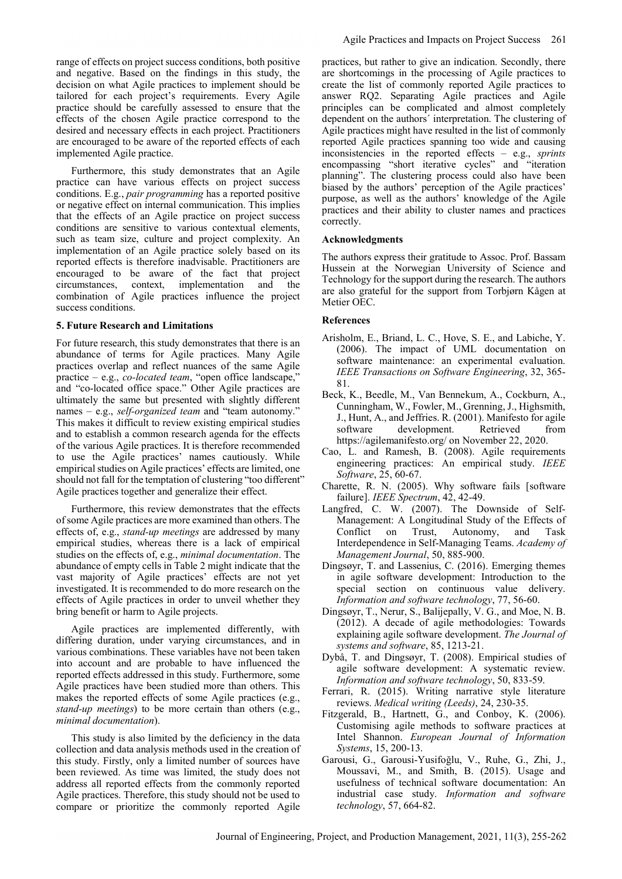range of effects on project success conditions, both positive and negative. Based on the findings in this study, the decision on what Agile practices to implement should be tailored for each project's requirements. Every Agile practice should be carefully assessed to ensure that the effects of the chosen Agile practice correspond to the desired and necessary effects in each project. Practitioners are encouraged to be aware of the reported effects of each implemented Agile practice.

Furthermore, this study demonstrates that an Agile practice can have various effects on project success conditions. E.g., *pair programming* has a reported positive or negative effect on internal communication. This implies that the effects of an Agile practice on project success conditions are sensitive to various contextual elements, such as team size, culture and project complexity. An implementation of an Agile practice solely based on its reported effects is therefore inadvisable. Practitioners are encouraged to be aware of the fact that project circumstances, context, implementation and the combination of Agile practices influence the project success conditions.

### 5. Future Research and Limitations

For future research, this study demonstrates that there is an abundance of terms for Agile practices. Many Agile practices overlap and reflect nuances of the same Agile practice – e.g., *co-located team*, "open office landscape," and "co-located office space." Other Agile practices are ultimately the same but presented with slightly different names – e.g., *self-organized team* and "team autonomy." This makes it difficult to review existing empirical studies and to establish a common research agenda for the effects of the various Agile practices. It is therefore recommended to use the Agile practices' names cautiously. While empirical studies on Agile practices' effects are limited, one should not fall for the temptation of clustering "too different" Agile practices together and generalize their effect.

Furthermore, this review demonstrates that the effects of some Agile practices are more examined than others. The effects of, e.g., *stand-up meetings* are addressed by many empirical studies, whereas there is a lack of empirical studies on the effects of, e.g., *minimal documentation*. The abundance of empty cells in Table 2 might indicate that the vast majority of Agile practices' effects are not yet investigated. It is recommended to do more research on the effects of Agile practices in order to unveil whether they bring benefit or harm to Agile projects.

Agile practices are implemented differently, with differing duration, under varying circumstances, and in various combinations. These variables have not been taken into account and are probable to have influenced the reported effects addressed in this study. Furthermore, some Agile practices have been studied more than others. This makes the reported effects of some Agile practices (e.g., *stand-up meetings*) to be more certain than others (e.g., *minimal documentation*).

This study is also limited by the deficiency in the data collection and data analysis methods used in the creation of this study. Firstly, only a limited number of sources have been reviewed. As time was limited, the study does not address all reported effects from the commonly reported Agile practices. Therefore, this study should not be used to compare or prioritize the commonly reported Agile practices, but rather to give an indication. Secondly, there are shortcomings in the processing of Agile practices to create the list of commonly reported Agile practices to answer RQ2. Separating Agile practices and Agile principles can be complicated and almost completely dependent on the authors´ interpretation. The clustering of Agile practices might have resulted in the list of commonly reported Agile practices spanning too wide and causing inconsistencies in the reported effects – e.g., *sprints* encompassing "short iterative cycles" and "iteration planning". The clustering process could also have been biased by the authors' perception of the Agile practices' purpose, as well as the authors' knowledge of the Agile practices and their ability to cluster names and practices correctly.

### Acknowledgments

The authors express their gratitude to Assoc. Prof. Bassam Hussein at the Norwegian University of Science and Technology for the support during the research. The authors are also grateful for the support from Torbjørn Kågen at Metier OEC.

### References

Arisholm, E., Briand, L. C., Hove, S. E., and Labiche, Y. (2006). The impact of UML documentation on software maintenance: an experimental evaluation. *IEEE Transactions on Software Engineering*, 32, 365-81.

Beck, K., Beedle, M., Van Bennekum, A., Cockburn, A., Cunningham, W., Fowler, M., Grenning, J., Highsmith, J., Hunt, A., and Jeffries. R. (2001). Manifesto for agile software development. Retrieved from https://agilemanifesto.org/ on November 22, 2020.

Cao, L. and Ramesh, B. (2008). Agile requirements engineering practices: An empirical study. *IEEE Software*, 25, 60-67.

Charette, R. N. (2005). Why software fails [software failure]. *IEEE Spectrum*, 42, 42-49.

Langfred, C. W. (2007). The Downside of Self-Management: A Longitudinal Study of the Effects of Conflict on Trust, Autonomy, and Task Interdependence in Self-Managing Teams. *Academy of Management Journal*, 50, 885-900.

Dingsøyr, T. and Lassenius, C. (2016). Emerging themes in agile software development: Introduction to the special section on continuous value delivery. *Information and software technology*, 77, 56-60.

Dingsøyr, T., Nerur, S., Balijepally, V. G., and Moe, N. B. (2012). A decade of agile methodologies: Towards explaining agile software development. *The Journal of systems and software*, 85, 1213-21.

Dybå, T. and Dingsøyr, T. (2008). Empirical studies of agile software development: A systematic review. *Information and software technology*, 50, 833-59.

Ferrari, R. (2015). Writing narrative style literature reviews. *Medical writing (Leeds)*, 24, 230-35.

Fitzgerald, B., Hartnett, G., and Conboy, K. (2006). Customising agile methods to software practices at Intel Shannon. *European Journal of Information Systems*, 15, 200-13.

Garousi, G., Garousi-Yusifoğlu, V., Ruhe, G., Zhi, J., Moussavi, M., and Smith, B. (2015). Usage and usefulness of technical software documentation: An industrial case study. *Information and software technology*, 57, 664-82.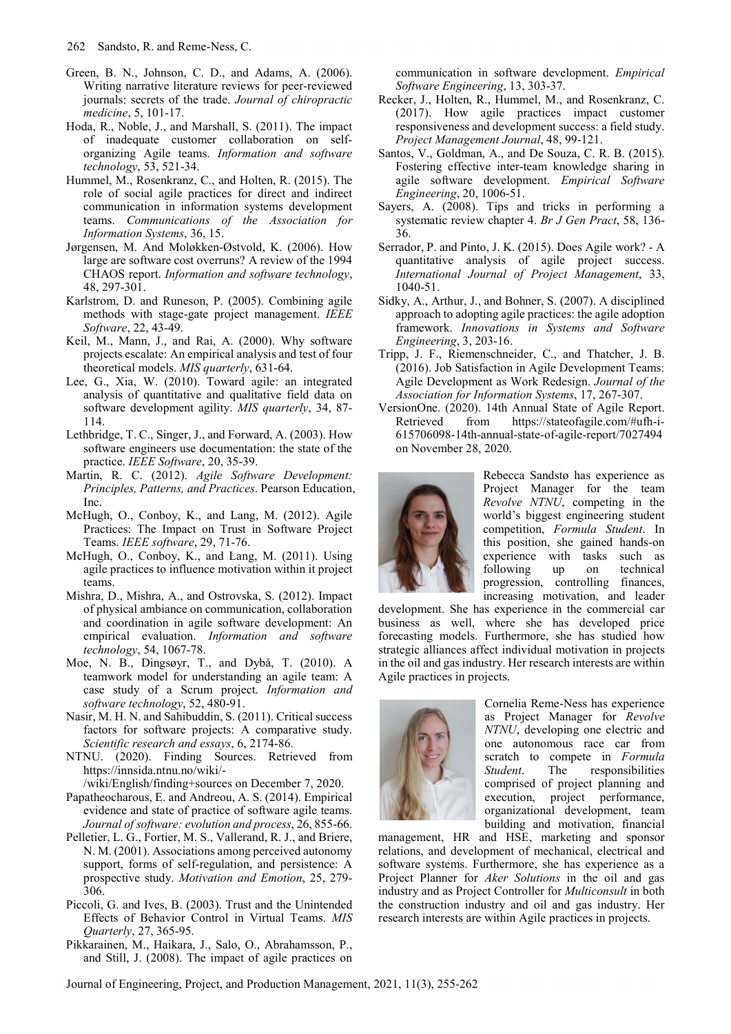Green, B. N., Johnson, C. D., and Adams, A. (2006). Writing narrative literature reviews for peer-reviewed journals: secrets of the trade. *Journal of chiropractic medicine*, 5, 101-17.

Hoda, R., Noble, J., and Marshall, S. (2011). The impact of inadequate customer collaboration on self-organizing Agile teams. *Information and software technology*, 53, 521-34.

Hummel, M., Rosenkranz, C., and Holten, R. (2015). The role of social agile practices for direct and indirect communication in information systems development teams. *Communications of the Association for Information Systems*, 36, 15.

Jørgensen, M. And Moløkken-Østvold, K. (2006). How large are software cost overruns? A review of the 1994 CHAOS report. *Information and software technology*, 48, 297-301.

Karlstrom, D. and Runeson, P. (2005). Combining agile methods with stage-gate project management. *IEEE Software*, 22, 43-49.

Keil, M., Mann, J., and Rai, A. (2000). Why software projects escalate: An empirical analysis and test of four theoretical models. *MIS quarterly*, 631-64.

Lee, G., Xia, W. (2010). Toward agile: an integrated analysis of quantitative and qualitative field data on software development agility. *MIS quarterly*, 34, 87-114.

Lethbridge, T. C., Singer, J., and Forward, A. (2003). How software engineers use documentation: the state of the practice. *IEEE Software*, 20, 35-39.

Martin, R. C. (2012). *Agile Software Development: Principles, Patterns, and Practices*. Pearson Education, Inc.

McHugh, O., Conboy, K., and Lang, M. (2012). Agile Practices: The Impact on Trust in Software Project Teams. *IEEE software*, 29, 71-76.

McHugh, O., Conboy, K., and Lang, M. (2011). Using agile practices to influence motivation within it project teams.

Mishra, D., Mishra, A., and Ostrovska, S. (2012). Impact of physical ambiance on communication, collaboration and coordination in agile software development: An empirical evaluation. *Information and software technology*, 54, 1067-78.

Moe, N. B., Dingsøyr, T., and Dybå, T. (2010). A teamwork model for understanding an agile team: A case study of a Scrum project. *Information and software technology*, 52, 480-91.

Nasir, M. H. N. and Sahibuddin, S. (2011). Critical success factors for software projects: A comparative study. *Scientific research and essays*, 6, 2174-86.

NTNU. (2020). Finding Sources. Retrieved from https://innsida.ntnu.no/wiki/-/wiki/English/finding+sources on December 7, 2020.

Papatheocharous, E. and Andreou, A. S. (2014). Empirical evidence and state of practice of software agile teams. *Journal of software: evolution and process*, 26, 855-66.

Pelletier, L. G., Fortier, M. S., Vallerand, R. J., and Briere, N. M. (2001). Associations among perceived autonomy support, forms of self-regulation, and persistence: A prospective study. *Motivation and Emotion*, 25, 279-306.

Piccoli, G. and Ives, B. (2003). Trust and the Unintended Effects of Behavior Control in Virtual Teams. *MIS Quarterly*, 27, 365-95.

Pikkarainen, M., Haikara, J., Salo, O., Abrahamsson, P., and Still, J. (2008). The impact of agile practices on communication in software development. *Empirical Software Engineering*, 13, 303-37.

Recker, J., Holten, R., Hummel, M., and Rosenkranz, C. (2017). How agile practices impact customer responsiveness and development success: a field study. *Project Management Journal*, 48, 99-121.

Santos, V., Goldman, A., and De Souza, C. R. B. (2015). Fostering effective inter-team knowledge sharing in agile software development. *Empirical Software Engineering*, 20, 1006-51.

Sayers, A. (2008). Tips and tricks in performing a systematic review chapter 4. *Br J Gen Pract*, 58, 136-36.

Serrador, P. and Pinto, J. K. (2015). Does Agile work? - A quantitative analysis of agile project success. *International Journal of Project Management*, 33, 1040-51.

Sidky, A., Arthur, J., and Bohner, S. (2007). A disciplined approach to adopting agile practices: the agile adoption framework. *Innovations in Systems and Software Engineering*, 3, 203-16.

Tripp, J. F., Riemenschneider, C., and Thatcher, J. B. (2016). Job Satisfaction in Agile Development Teams: Agile Development as Work Redesign. *Journal of the Association for Information Systems*, 17, 267-307.

VersionOne. (2020). 14th Annual State of Agile Report. Retrieved from https://stateofagile.com/#ufh-i-615706098-14th-annual-state-of-agile-report/7027494 on November 28, 2020.

Rebecca Sandstø has experience as Project Manager for the team *Revolve NTNU*, competing in the world's biggest engineering student competition, *Formula Student*. In this position, she gained hands-on experience with tasks such as following up on technical progression, controlling finances, increasing motivation, and leader development. She has experience in the commercial car business as well, where she has developed price forecasting models. Furthermore, she has studied how strategic alliances affect individual motivation in projects in the oil and gas industry. Her research interests are within Agile practices in projects.

Cornelia Reme-Ness has experience as Project Manager for *Revolve NTNU*, developing one electric and one autonomous race car from scratch to compete in *Formula Student*. The responsibilities comprised of project planning and execution, project performance, organizational development, team building and motivation, financial management, HR and HSE, marketing and sponsor relations, and development of mechanical, electrical and software systems. Furthermore, she has experience as a Project Planner for *Aker Solutions* in the oil and gas industry and as Project Controller for *Multiconsult* in both the construction industry and oil and gas industry. Her research interests are within Agile practices in projects.